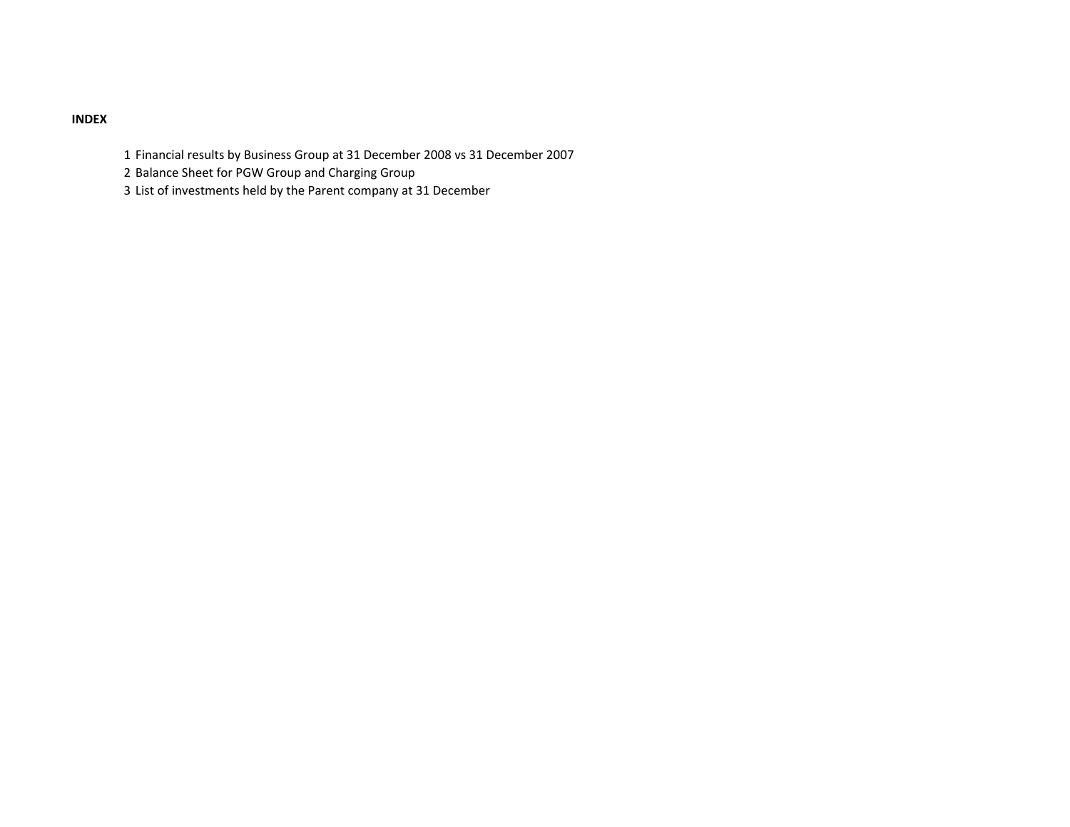**INDEX**

1. Financial results by Business Group at 31 December 2008 vs 31 December 2007
2. Balance Sheet for PGW Group and Charging Group
3. List of investments held by the Parent company at 31 December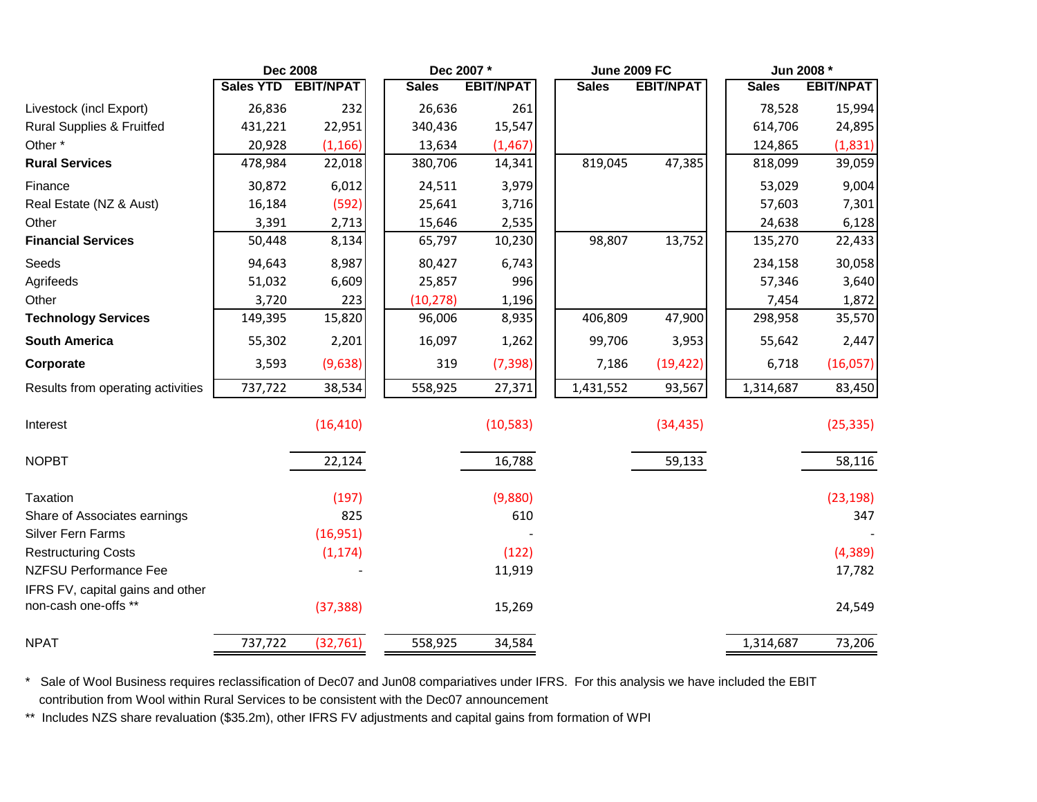| | Dec 2008 | | Dec 2007 * | | June 2009 FC | | Jun 2008 * | |
|---|---|---|---|---|---|---|---|---|
| | **Sales YTD** | **EBIT/NPAT** | **Sales** | **EBIT/NPAT** | **Sales** | **EBIT/NPAT** | **Sales** | **EBIT/NPAT** |
| Livestock (incl Export) | 26,836 | 232 | 26,636 | 261 | | | 78,528 | 15,994 |
| Rural Supplies & Fruitfed | 431,221 | 22,951 | 340,436 | 15,547 | | | 614,706 | 24,895 |
| Other * | 20,928 | (1,166) | 13,634 | (1,467) | | | 124,865 | (1,831) |
| **Rural Services** | 478,984 | 22,018 | 380,706 | 14,341 | 819,045 | 47,385 | 818,099 | 39,059 |
| Finance | 30,872 | 6,012 | 24,511 | 3,979 | | | 53,029 | 9,004 |
| Real Estate (NZ & Aust) | 16,184 | (592) | 25,641 | 3,716 | | | 57,603 | 7,301 |
| Other | 3,391 | 2,713 | 15,646 | 2,535 | | | 24,638 | 6,128 |
| **Financial Services** | 50,448 | 8,134 | 65,797 | 10,230 | 98,807 | 13,752 | 135,270 | 22,433 |
| Seeds | 94,643 | 8,987 | 80,427 | 6,743 | | | 234,158 | 30,058 |
| Agrifeeds | 51,032 | 6,609 | 25,857 | 996 | | | 57,346 | 3,640 |
| Other | 3,720 | 223 | (10,278) | 1,196 | | | 7,454 | 1,872 |
| **Technology Services** | 149,395 | 15,820 | 96,006 | 8,935 | 406,809 | 47,900 | 298,958 | 35,570 |
| **South America** | 55,302 | 2,201 | 16,097 | 1,262 | 99,706 | 3,953 | 55,642 | 2,447 |
| **Corporate** | 3,593 | (9,638) | 319 | (7,398) | 7,186 | (19,422) | 6,718 | (16,057) |
| Results from operating activities | 737,722 | 38,534 | 558,925 | 27,371 | 1,431,552 | 93,567 | 1,314,687 | 83,450 |
| Interest | | (16,410) | | (10,583) | | (34,435) | | (25,335) |
| NOPBT | | 22,124 | | 16,788 | | 59,133 | | 58,116 |
| Taxation | | (197) | | (9,880) | | | | (23,198) |
| Share of Associates earnings | | 825 | | 610 | | | | 347 |
| Silver Fern Farms | | (16,951) | | - | | | | - |
| Restructuring Costs | | (1,174) | | (122) | | | | (4,389) |
| NZFSU Performance Fee | | - | | 11,919 | | | | 17,782 |
| IFRS FV, capital gains and other non-cash one-offs ** | | (37,388) | | 15,269 | | | | 24,549 |
| NPAT | 737,722 | (32,761) | 558,925 | 34,584 | | | 1,314,687 | 73,206 |

\* Sale of Wool Business requires reclassification of Dec07 and Jun08 comparitaives under IFRS. For this analysis we have included the EBIT contribution from Wool within Rural Services to be consistent with the Dec07 announcement

** Includes NZS share revaluation ($35.2m), other IFRS FV adjustments and capital gains from formation of WPI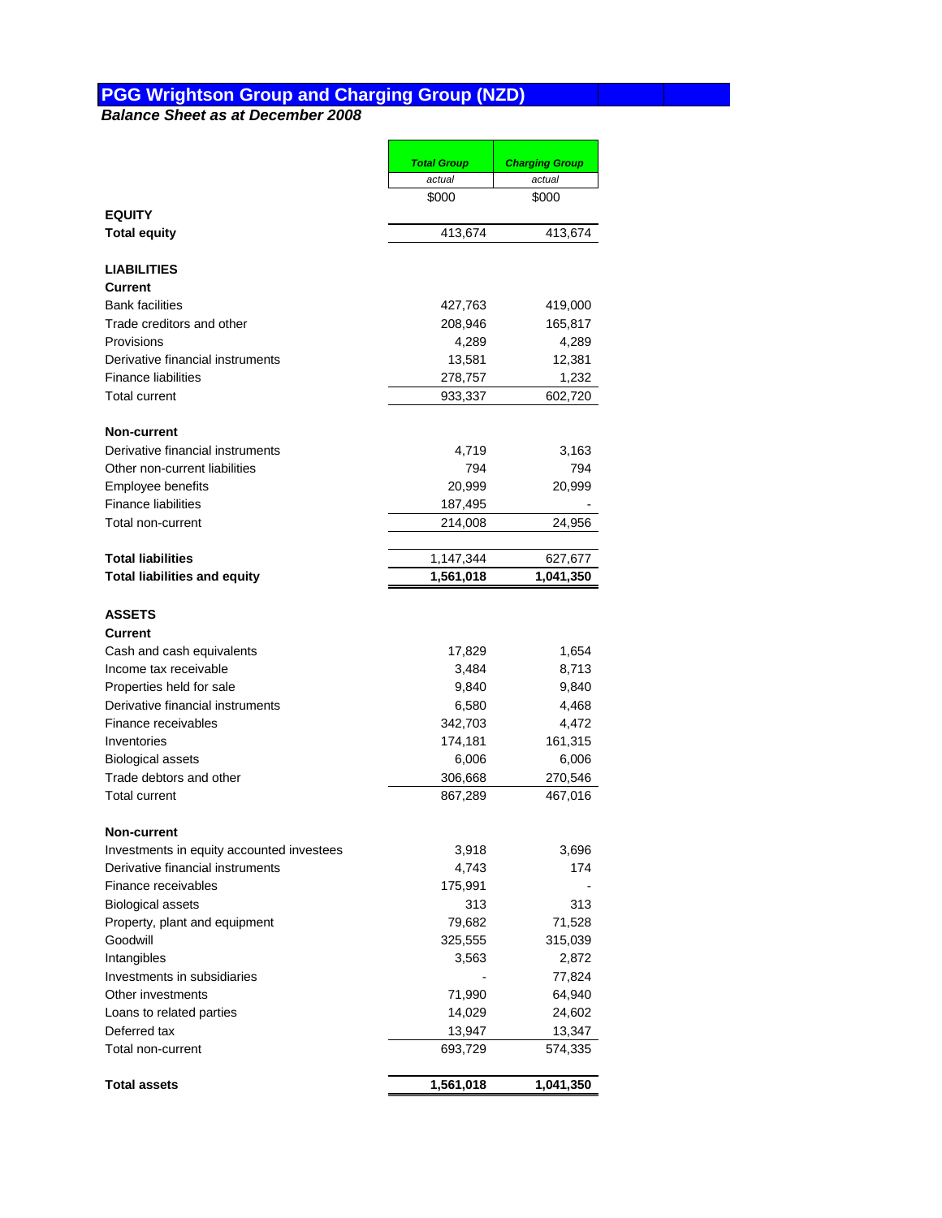# PGG Wrightson Group and Charging Group (NZD)

***Balance Sheet as at December 2008***

| | *Total Group* | *Charging Group* |
|---|---|---|
| | *actual* | *actual* |
| | $000 | $000 |
| **EQUITY** | | |
| **Total equity** | 413,674 | 413,674 |
| | | |
| **LIABILITIES** | | |
| **Current** | | |
| Bank facilities | 427,763 | 419,000 |
| Trade creditors and other | 208,946 | 165,817 |
| Provisions | 4,289 | 4,289 |
| Derivative financial instruments | 13,581 | 12,381 |
| Finance liabilities | 278,757 | 1,232 |
| Total current | 933,337 | 602,720 |
| | | |
| **Non-current** | | |
| Derivative financial instruments | 4,719 | 3,163 |
| Other non-current liabilities | 794 | 794 |
| Employee benefits | 20,999 | 20,999 |
| Finance liabilities | 187,495 | - |
| Total non-current | 214,008 | 24,956 |
| | | |
| **Total liabilities** | 1,147,344 | 627,677 |
| **Total liabilities and equity** | **1,561,018** | **1,041,350** |
| | | |
| **ASSETS** | | |
| **Current** | | |
| Cash and cash equivalents | 17,829 | 1,654 |
| Income tax receivable | 3,484 | 8,713 |
| Properties held for sale | 9,840 | 9,840 |
| Derivative financial instruments | 6,580 | 4,468 |
| Finance receivables | 342,703 | 4,472 |
| Inventories | 174,181 | 161,315 |
| Biological assets | 6,006 | 6,006 |
| Trade debtors and other | 306,668 | 270,546 |
| Total current | 867,289 | 467,016 |
| | | |
| **Non-current** | | |
| Investments in equity accounted investees | 3,918 | 3,696 |
| Derivative financial instruments | 4,743 | 174 |
| Finance receivables | 175,991 | - |
| Biological assets | 313 | 313 |
| Property, plant and equipment | 79,682 | 71,528 |
| Goodwill | 325,555 | 315,039 |
| Intangibles | 3,563 | 2,872 |
| Investments in subsidiaries | - | 77,824 |
| Other investments | 71,990 | 64,940 |
| Loans to related parties | 14,029 | 24,602 |
| Deferred tax | 13,947 | 13,347 |
| Total non-current | 693,729 | 574,335 |
| | | |
| **Total assets** | **1,561,018** | **1,041,350** |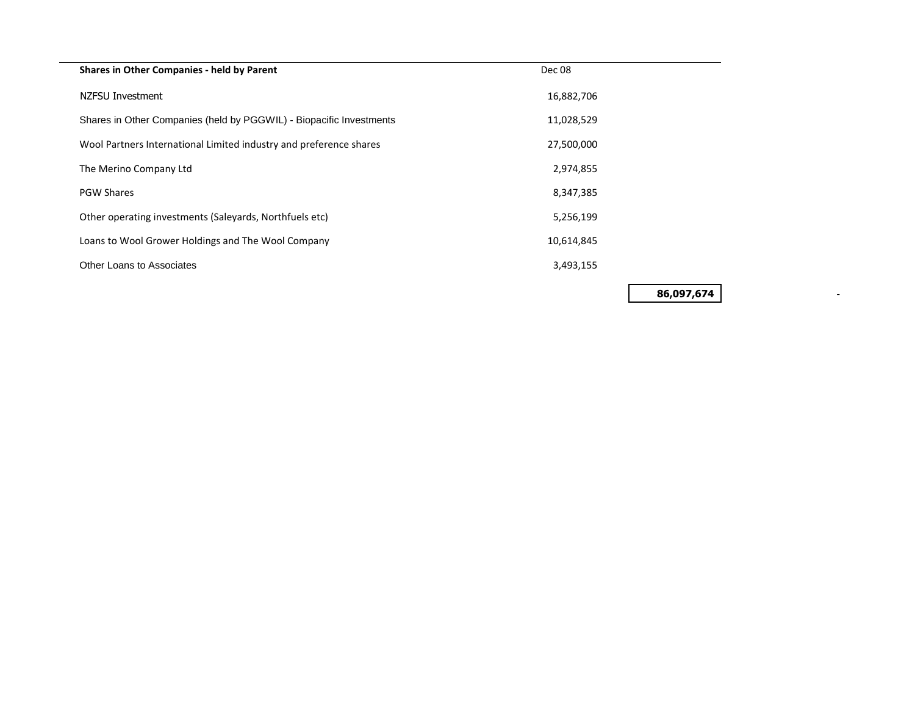| Shares in Other Companies - held by Parent | Dec 08 | | |
|---|---|---|---|
| NZFSU Investment | 16,882,706 | | |
| Shares in Other Companies (held by PGGWIL) - Biopacific Investments | 11,028,529 | | |
| Wool Partners International Limited industry and preference shares | 27,500,000 | | |
| The Merino Company Ltd | 2,974,855 | | |
| PGW Shares | 8,347,385 | | |
| Other operating investments (Saleyards, Northfuels etc) | 5,256,199 | | |
| Loans to Wool Grower Holdings and The Wool Company | 10,614,845 | | |
| Other Loans to Associates | 3,493,155 | | |
| | | **86,097,674** | - |